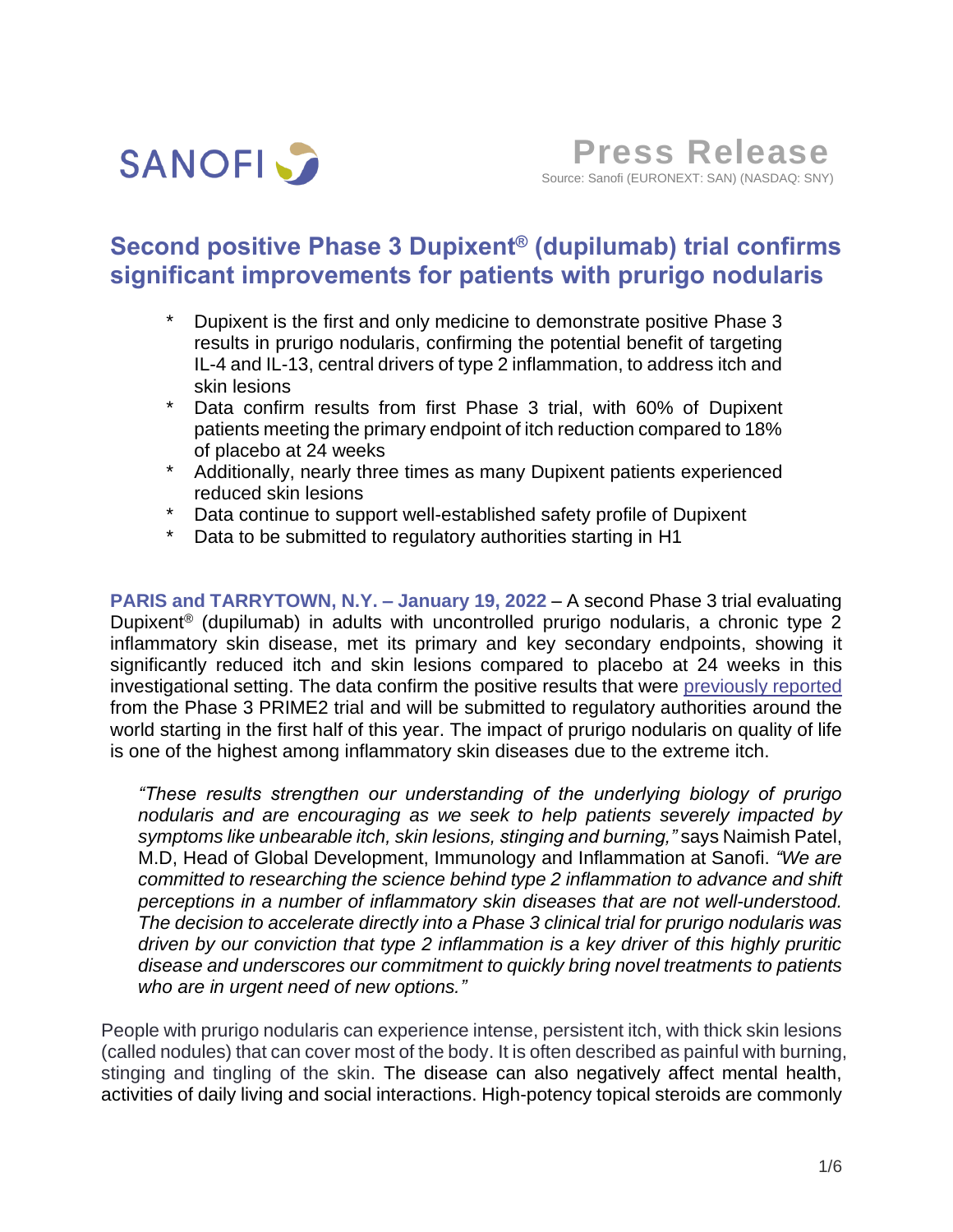SANOFI

**Press Release**
Source: Sanofi (EURONEXT: SAN) (NASDAQ: SNY)

# Second positive Phase 3 Dupixent® (dupilumab) trial confirms significant improvements for patients with prurigo nodularis

* Dupixent is the first and only medicine to demonstrate positive Phase 3 results in prurigo nodularis, confirming the potential benefit of targeting IL-4 and IL-13, central drivers of type 2 inflammation, to address itch and skin lesions
* Data confirm results from first Phase 3 trial, with 60% of Dupixent patients meeting the primary endpoint of itch reduction compared to 18% of placebo at 24 weeks
* Additionally, nearly three times as many Dupixent patients experienced reduced skin lesions
* Data continue to support well-established safety profile of Dupixent
* Data to be submitted to regulatory authorities starting in H1

**PARIS and TARRYTOWN, N.Y. – January 19, 2022** – A second Phase 3 trial evaluating Dupixent® (dupilumab) in adults with uncontrolled prurigo nodularis, a chronic type 2 inflammatory skin disease, met its primary and key secondary endpoints, showing it significantly reduced itch and skin lesions compared to placebo at 24 weeks in this investigational setting. The data confirm the positive results that were previously reported from the Phase 3 PRIME2 trial and will be submitted to regulatory authorities around the world starting in the first half of this year. The impact of prurigo nodularis on quality of life is one of the highest among inflammatory skin diseases due to the extreme itch.

*"These results strengthen our understanding of the underlying biology of prurigo nodularis and are encouraging as we seek to help patients severely impacted by symptoms like unbearable itch, skin lesions, stinging and burning,"* says Naimish Patel, M.D, Head of Global Development, Immunology and Inflammation at Sanofi. *"We are committed to researching the science behind type 2 inflammation to advance and shift perceptions in a number of inflammatory skin diseases that are not well-understood. The decision to accelerate directly into a Phase 3 clinical trial for prurigo nodularis was driven by our conviction that type 2 inflammation is a key driver of this highly pruritic disease and underscores our commitment to quickly bring novel treatments to patients who are in urgent need of new options."*

People with prurigo nodularis can experience intense, persistent itch, with thick skin lesions (called nodules) that can cover most of the body. It is often described as painful with burning, stinging and tingling of the skin. The disease can also negatively affect mental health, activities of daily living and social interactions. High-potency topical steroids are commonly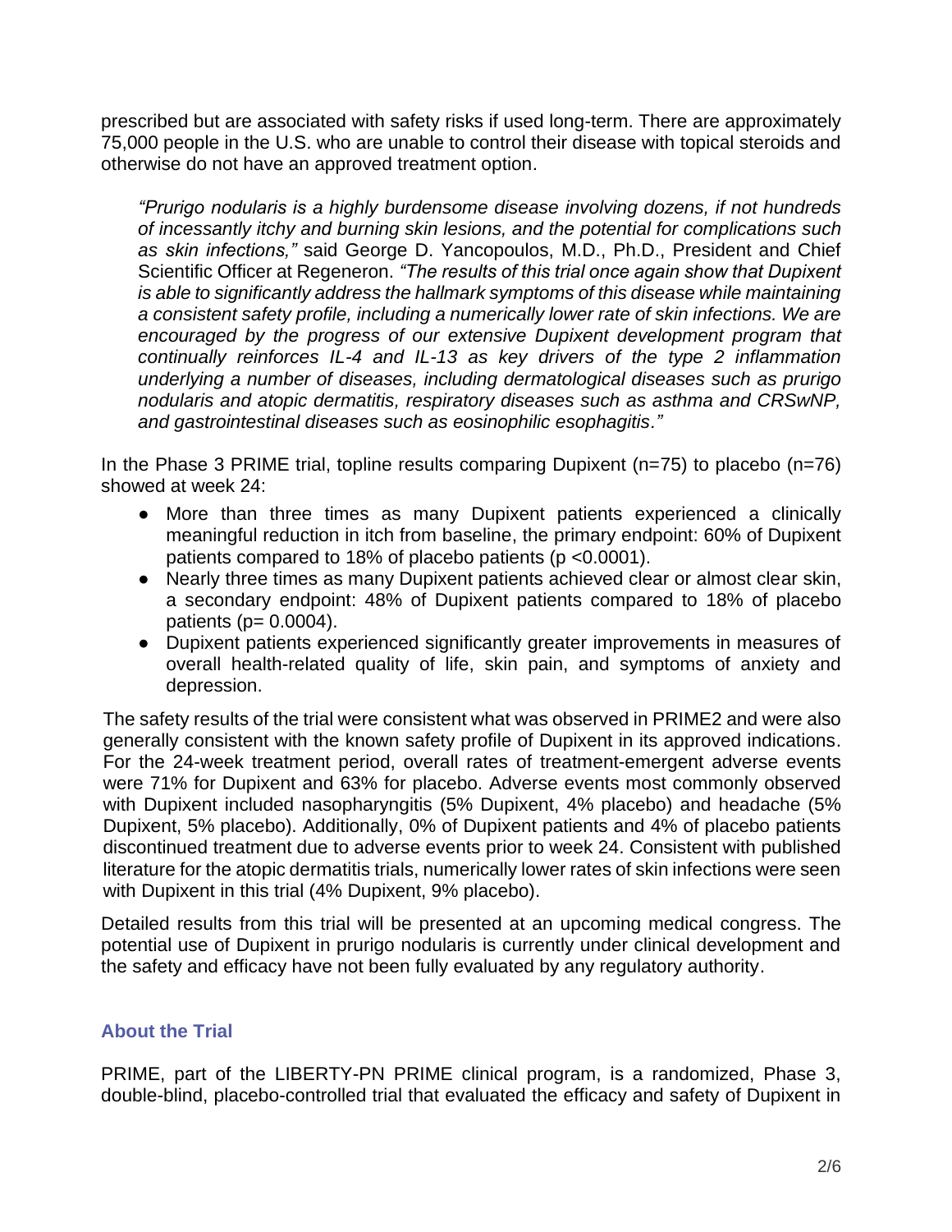prescribed but are associated with safety risks if used long-term. There are approximately 75,000 people in the U.S. who are unable to control their disease with topical steroids and otherwise do not have an approved treatment option.

> *"Prurigo nodularis is a highly burdensome disease involving dozens, if not hundreds of incessantly itchy and burning skin lesions, and the potential for complications such as skin infections,"* said George D. Yancopoulos, M.D., Ph.D., President and Chief Scientific Officer at Regeneron. *"The results of this trial once again show that Dupixent is able to significantly address the hallmark symptoms of this disease while maintaining a consistent safety profile, including a numerically lower rate of skin infections. We are encouraged by the progress of our extensive Dupixent development program that continually reinforces IL-4 and IL-13 as key drivers of the type 2 inflammation underlying a number of diseases, including dermatological diseases such as prurigo nodularis and atopic dermatitis, respiratory diseases such as asthma and CRSwNP, and gastrointestinal diseases such as eosinophilic esophagitis."*

In the Phase 3 PRIME trial, topline results comparing Dupixent (n=75) to placebo (n=76) showed at week 24:

- More than three times as many Dupixent patients experienced a clinically meaningful reduction in itch from baseline, the primary endpoint: 60% of Dupixent patients compared to 18% of placebo patients ($p < 0.0001$).
- Nearly three times as many Dupixent patients achieved clear or almost clear skin, a secondary endpoint: 48% of Dupixent patients compared to 18% of placebo patients ($p = 0.0004$).
- Dupixent patients experienced significantly greater improvements in measures of overall health-related quality of life, skin pain, and symptoms of anxiety and depression.

The safety results of the trial were consistent what was observed in PRIME2 and were also generally consistent with the known safety profile of Dupixent in its approved indications. For the 24-week treatment period, overall rates of treatment-emergent adverse events were 71% for Dupixent and 63% for placebo. Adverse events most commonly observed with Dupixent included nasopharyngitis (5% Dupixent, 4% placebo) and headache (5% Dupixent, 5% placebo). Additionally, 0% of Dupixent patients and 4% of placebo patients discontinued treatment due to adverse events prior to week 24. Consistent with published literature for the atopic dermatitis trials, numerically lower rates of skin infections were seen with Dupixent in this trial (4% Dupixent, 9% placebo).

Detailed results from this trial will be presented at an upcoming medical congress. The potential use of Dupixent in prurigo nodularis is currently under clinical development and the safety and efficacy have not been fully evaluated by any regulatory authority.

## About the Trial

PRIME, part of the LIBERTY-PN PRIME clinical program, is a randomized, Phase 3, double-blind, placebo-controlled trial that evaluated the efficacy and safety of Dupixent in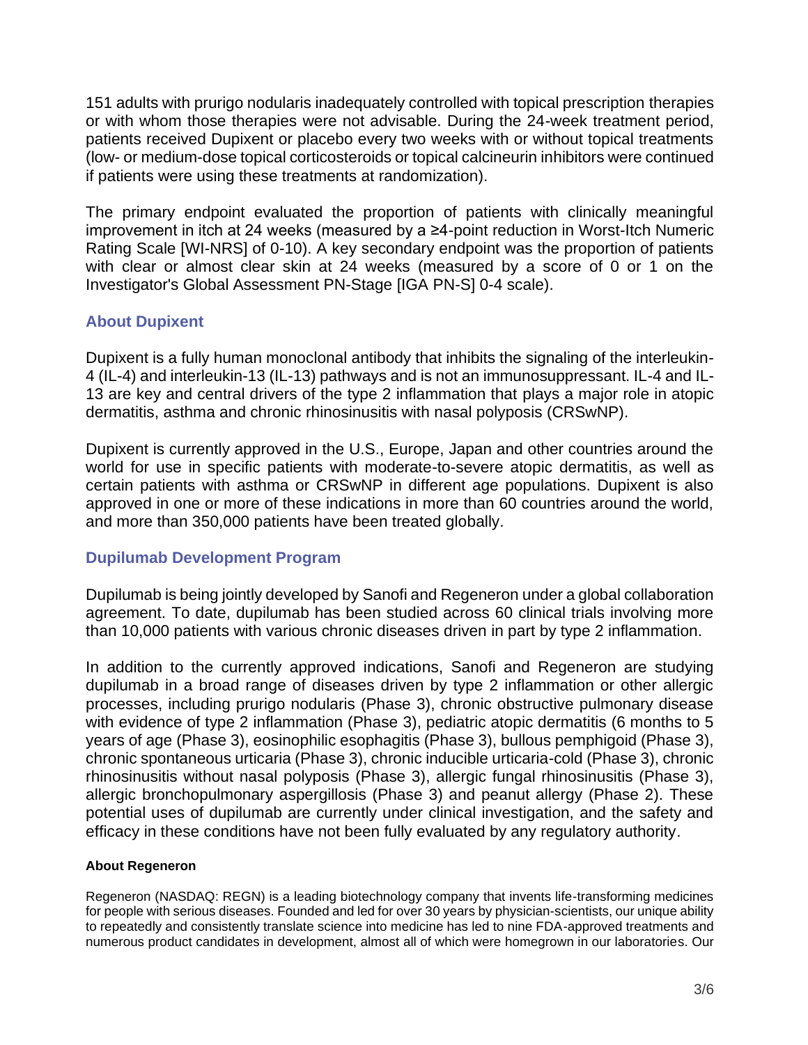151 adults with prurigo nodularis inadequately controlled with topical prescription therapies or with whom those therapies were not advisable. During the 24-week treatment period, patients received Dupixent or placebo every two weeks with or without topical treatments (low- or medium-dose topical corticosteroids or topical calcineurin inhibitors were continued if patients were using these treatments at randomization).

The primary endpoint evaluated the proportion of patients with clinically meaningful improvement in itch at 24 weeks (measured by a ≥4-point reduction in Worst-Itch Numeric Rating Scale [WI-NRS] of 0-10). A key secondary endpoint was the proportion of patients with clear or almost clear skin at 24 weeks (measured by a score of 0 or 1 on the Investigator's Global Assessment PN-Stage [IGA PN-S] 0-4 scale).

## About Dupixent

Dupixent is a fully human monoclonal antibody that inhibits the signaling of the interleukin-4 (IL-4) and interleukin-13 (IL-13) pathways and is not an immunosuppressant. IL-4 and IL-13 are key and central drivers of the type 2 inflammation that plays a major role in atopic dermatitis, asthma and chronic rhinosinusitis with nasal polyposis (CRSwNP).

Dupixent is currently approved in the U.S., Europe, Japan and other countries around the world for use in specific patients with moderate-to-severe atopic dermatitis, as well as certain patients with asthma or CRSwNP in different age populations. Dupixent is also approved in one or more of these indications in more than 60 countries around the world, and more than 350,000 patients have been treated globally.

## Dupilumab Development Program

Dupilumab is being jointly developed by Sanofi and Regeneron under a global collaboration agreement. To date, dupilumab has been studied across 60 clinical trials involving more than 10,000 patients with various chronic diseases driven in part by type 2 inflammation.

In addition to the currently approved indications, Sanofi and Regeneron are studying dupilumab in a broad range of diseases driven by type 2 inflammation or other allergic processes, including prurigo nodularis (Phase 3), chronic obstructive pulmonary disease with evidence of type 2 inflammation (Phase 3), pediatric atopic dermatitis (6 months to 5 years of age (Phase 3), eosinophilic esophagitis (Phase 3), bullous pemphigoid (Phase 3), chronic spontaneous urticaria (Phase 3), chronic inducible urticaria-cold (Phase 3), chronic rhinosinusitis without nasal polyposis (Phase 3), allergic fungal rhinosinusitis (Phase 3), allergic bronchopulmonary aspergillosis (Phase 3) and peanut allergy (Phase 2). These potential uses of dupilumab are currently under clinical investigation, and the safety and efficacy in these conditions have not been fully evaluated by any regulatory authority.

### About Regeneron

Regeneron (NASDAQ: REGN) is a leading biotechnology company that invents life-transforming medicines for people with serious diseases. Founded and led for over 30 years by physician-scientists, our unique ability to repeatedly and consistently translate science into medicine has led to nine FDA-approved treatments and numerous product candidates in development, almost all of which were homegrown in our laboratories. Our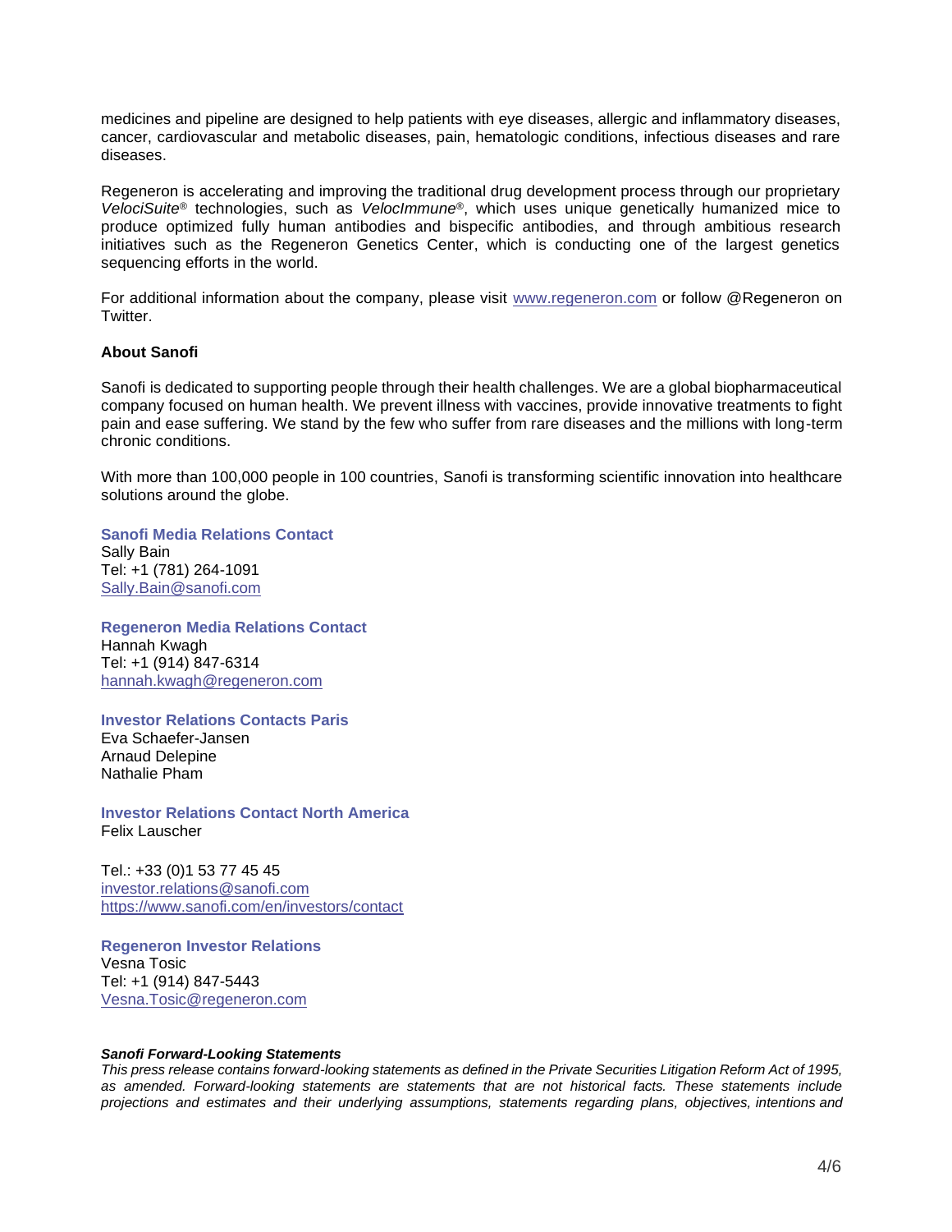medicines and pipeline are designed to help patients with eye diseases, allergic and inflammatory diseases, cancer, cardiovascular and metabolic diseases, pain, hematologic conditions, infectious diseases and rare diseases.

Regeneron is accelerating and improving the traditional drug development process through our proprietary *VelociSuite*® technologies, such as *VelocImmune*®, which uses unique genetically humanized mice to produce optimized fully human antibodies and bispecific antibodies, and through ambitious research initiatives such as the Regeneron Genetics Center, which is conducting one of the largest genetics sequencing efforts in the world.

For additional information about the company, please visit www.regeneron.com or follow @Regeneron on Twitter.

**About Sanofi**

Sanofi is dedicated to supporting people through their health challenges. We are a global biopharmaceutical company focused on human health. We prevent illness with vaccines, provide innovative treatments to fight pain and ease suffering. We stand by the few who suffer from rare diseases and the millions with long-term chronic conditions.

With more than 100,000 people in 100 countries, Sanofi is transforming scientific innovation into healthcare solutions around the globe.

**Sanofi Media Relations Contact**
Sally Bain
Tel: +1 (781) 264-1091
Sally.Bain@sanofi.com

**Regeneron Media Relations Contact**
Hannah Kwagh
Tel: +1 (914) 847-6314
hannah.kwagh@regeneron.com

**Investor Relations Contacts Paris**
Eva Schaefer-Jansen
Arnaud Delepine
Nathalie Pham

**Investor Relations Contact North America**
Felix Lauscher

Tel.: +33 (0)1 53 77 45 45
investor.relations@sanofi.com
https://www.sanofi.com/en/investors/contact

**Regeneron Investor Relations**
Vesna Tosic
Tel: +1 (914) 847-5443
Vesna.Tosic@regeneron.com

***Sanofi Forward-Looking Statements***
*This press release contains forward-looking statements as defined in the Private Securities Litigation Reform Act of 1995, as amended. Forward-looking statements are statements that are not historical facts. These statements include projections and estimates and their underlying assumptions, statements regarding plans, objectives, intentions and*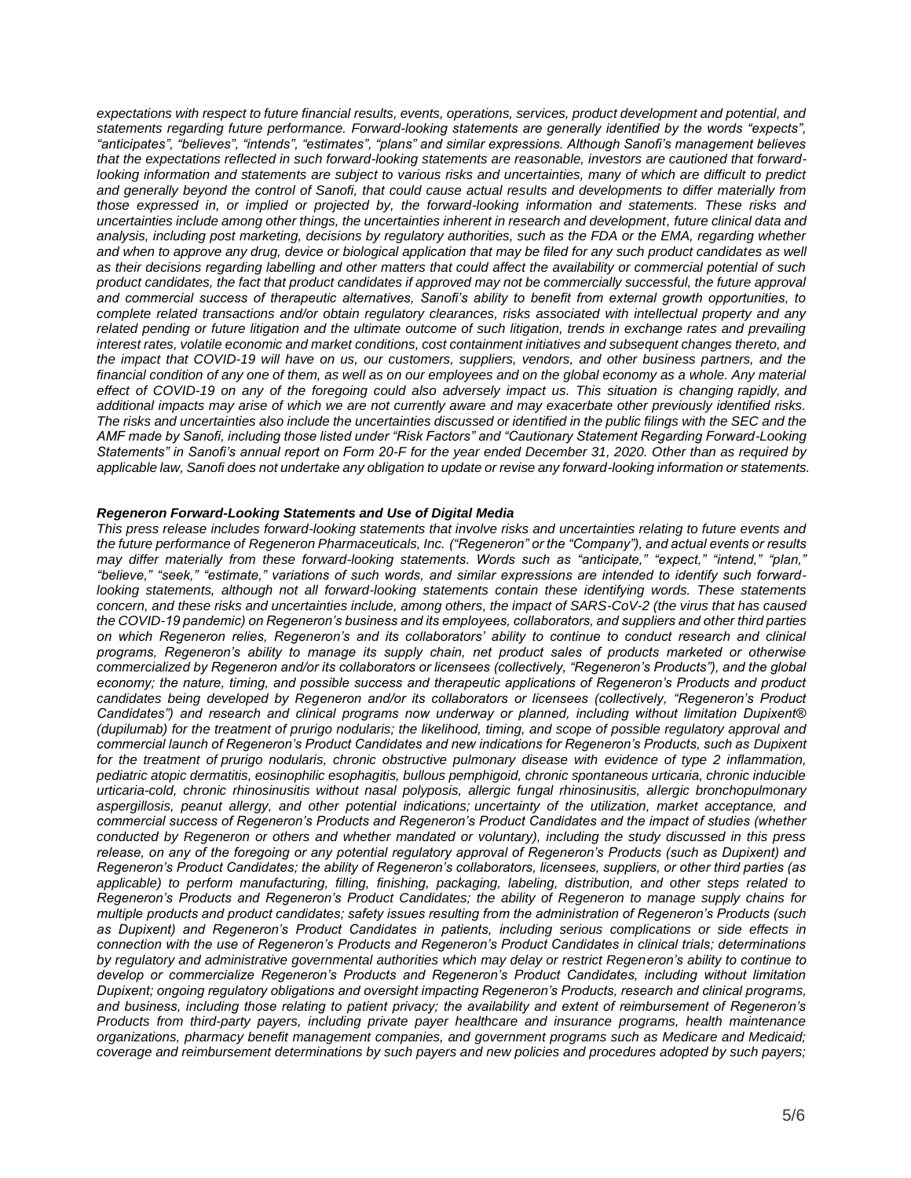*expectations with respect to future financial results, events, operations, services, product development and potential, and statements regarding future performance. Forward-looking statements are generally identified by the words "expects", "anticipates", "believes", "intends", "estimates", "plans" and similar expressions. Although Sanofi's management believes that the expectations reflected in such forward-looking statements are reasonable, investors are cautioned that forward-looking information and statements are subject to various risks and uncertainties, many of which are difficult to predict and generally beyond the control of Sanofi, that could cause actual results and developments to differ materially from those expressed in, or implied or projected by, the forward-looking information and statements. These risks and uncertainties include among other things, the uncertainties inherent in research and development, future clinical data and analysis, including post marketing, decisions by regulatory authorities, such as the FDA or the EMA, regarding whether and when to approve any drug, device or biological application that may be filed for any such product candidates as well as their decisions regarding labelling and other matters that could affect the availability or commercial potential of such product candidates, the fact that product candidates if approved may not be commercially successful, the future approval and commercial success of therapeutic alternatives, Sanofi's ability to benefit from external growth opportunities, to complete related transactions and/or obtain regulatory clearances, risks associated with intellectual property and any related pending or future litigation and the ultimate outcome of such litigation, trends in exchange rates and prevailing interest rates, volatile economic and market conditions, cost containment initiatives and subsequent changes thereto, and the impact that COVID-19 will have on us, our customers, suppliers, vendors, and other business partners, and the financial condition of any one of them, as well as on our employees and on the global economy as a whole. Any material effect of COVID-19 on any of the foregoing could also adversely impact us. This situation is changing rapidly, and additional impacts may arise of which we are not currently aware and may exacerbate other previously identified risks. The risks and uncertainties also include the uncertainties discussed or identified in the public filings with the SEC and the AMF made by Sanofi, including those listed under "Risk Factors" and "Cautionary Statement Regarding Forward-Looking Statements" in Sanofi's annual report on Form 20-F for the year ended December 31, 2020. Other than as required by applicable law, Sanofi does not undertake any obligation to update or revise any forward-looking information or statements.*

***Regeneron Forward-Looking Statements and Use of Digital Media***

*This press release includes forward-looking statements that involve risks and uncertainties relating to future events and the future performance of Regeneron Pharmaceuticals, Inc. ("Regeneron" or the "Company"), and actual events or results may differ materially from these forward-looking statements. Words such as "anticipate," "expect," "intend," "plan," "believe," "seek," "estimate," variations of such words, and similar expressions are intended to identify such forward-looking statements, although not all forward-looking statements contain these identifying words. These statements concern, and these risks and uncertainties include, among others, the impact of SARS-CoV-2 (the virus that has caused the COVID-19 pandemic) on Regeneron's business and its employees, collaborators, and suppliers and other third parties on which Regeneron relies, Regeneron's and its collaborators' ability to continue to conduct research and clinical programs, Regeneron's ability to manage its supply chain, net product sales of products marketed or otherwise commercialized by Regeneron and/or its collaborators or licensees (collectively, "Regeneron's Products"), and the global economy; the nature, timing, and possible success and therapeutic applications of Regeneron's Products and product candidates being developed by Regeneron and/or its collaborators or licensees (collectively, "Regeneron's Product Candidates") and research and clinical programs now underway or planned, including without limitation Dupixent® (dupilumab) for the treatment of prurigo nodularis; the likelihood, timing, and scope of possible regulatory approval and commercial launch of Regeneron's Product Candidates and new indications for Regeneron's Products, such as Dupixent for the treatment of prurigo nodularis, chronic obstructive pulmonary disease with evidence of type 2 inflammation, pediatric atopic dermatitis, eosinophilic esophagitis, bullous pemphigoid, chronic spontaneous urticaria, chronic inducible urticaria-cold, chronic rhinosinusitis without nasal polyposis, allergic fungal rhinosinusitis, allergic bronchopulmonary aspergillosis, peanut allergy, and other potential indications; uncertainty of the utilization, market acceptance, and commercial success of Regeneron's Products and Regeneron's Product Candidates and the impact of studies (whether conducted by Regeneron or others and whether mandated or voluntary), including the study discussed in this press release, on any of the foregoing or any potential regulatory approval of Regeneron's Products (such as Dupixent) and Regeneron's Product Candidates; the ability of Regeneron's collaborators, licensees, suppliers, or other third parties (as applicable) to perform manufacturing, filling, finishing, packaging, labeling, distribution, and other steps related to Regeneron's Products and Regeneron's Product Candidates; the ability of Regeneron to manage supply chains for multiple products and product candidates; safety issues resulting from the administration of Regeneron's Products (such as Dupixent) and Regeneron's Product Candidates in patients, including serious complications or side effects in connection with the use of Regeneron's Products and Regeneron's Product Candidates in clinical trials; determinations by regulatory and administrative governmental authorities which may delay or restrict Regeneron's ability to continue to develop or commercialize Regeneron's Products and Regeneron's Product Candidates, including without limitation Dupixent; ongoing regulatory obligations and oversight impacting Regeneron's Products, research and clinical programs, and business, including those relating to patient privacy; the availability and extent of reimbursement of Regeneron's Products from third-party payers, including private payer healthcare and insurance programs, health maintenance organizations, pharmacy benefit management companies, and government programs such as Medicare and Medicaid; coverage and reimbursement determinations by such payers and new policies and procedures adopted by such payers;*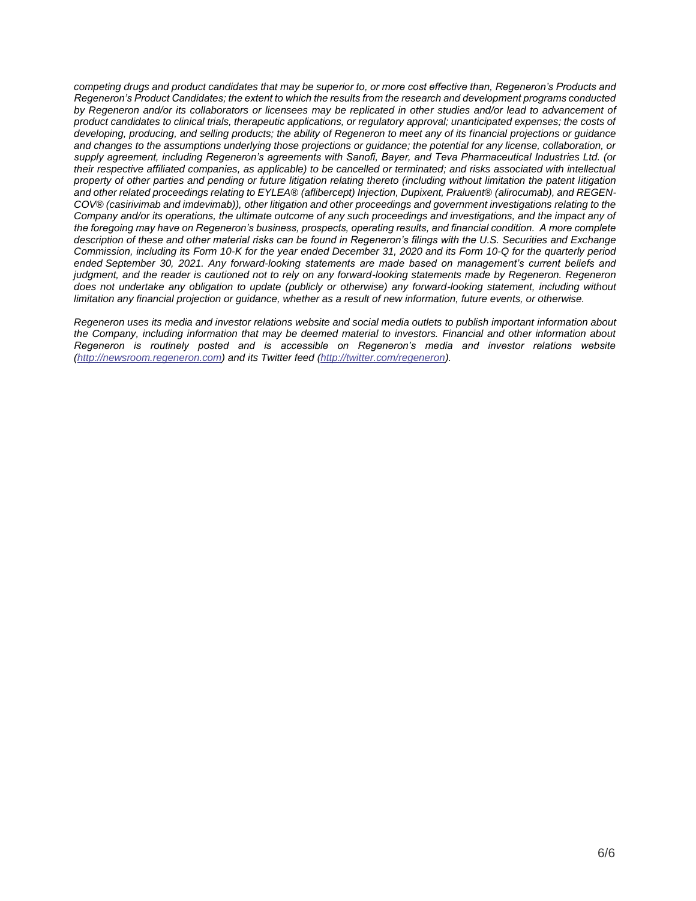*competing drugs and product candidates that may be superior to, or more cost effective than, Regeneron's Products and Regeneron's Product Candidates; the extent to which the results from the research and development programs conducted by Regeneron and/or its collaborators or licensees may be replicated in other studies and/or lead to advancement of product candidates to clinical trials, therapeutic applications, or regulatory approval; unanticipated expenses; the costs of developing, producing, and selling products; the ability of Regeneron to meet any of its financial projections or guidance and changes to the assumptions underlying those projections or guidance; the potential for any license, collaboration, or supply agreement, including Regeneron's agreements with Sanofi, Bayer, and Teva Pharmaceutical Industries Ltd. (or their respective affiliated companies, as applicable) to be cancelled or terminated; and risks associated with intellectual property of other parties and pending or future litigation relating thereto (including without limitation the patent litigation and other related proceedings relating to EYLEA® (aflibercept) Injection, Dupixent, Praluent® (alirocumab), and REGEN-COV® (casirivimab and imdevimab)), other litigation and other proceedings and government investigations relating to the Company and/or its operations, the ultimate outcome of any such proceedings and investigations, and the impact any of the foregoing may have on Regeneron's business, prospects, operating results, and financial condition. A more complete description of these and other material risks can be found in Regeneron's filings with the U.S. Securities and Exchange Commission, including its Form 10-K for the year ended December 31, 2020 and its Form 10-Q for the quarterly period ended September 30, 2021. Any forward-looking statements are made based on management's current beliefs and judgment, and the reader is cautioned not to rely on any forward-looking statements made by Regeneron. Regeneron does not undertake any obligation to update (publicly or otherwise) any forward-looking statement, including without limitation any financial projection or guidance, whether as a result of new information, future events, or otherwise.*

*Regeneron uses its media and investor relations website and social media outlets to publish important information about the Company, including information that may be deemed material to investors. Financial and other information about Regeneron is routinely posted and is accessible on Regeneron's media and investor relations website ([http://newsroom.regeneron.com](http://newsroom.regeneron.com)) and its Twitter feed ([http://twitter.com/regeneron](http://twitter.com/regeneron)).*